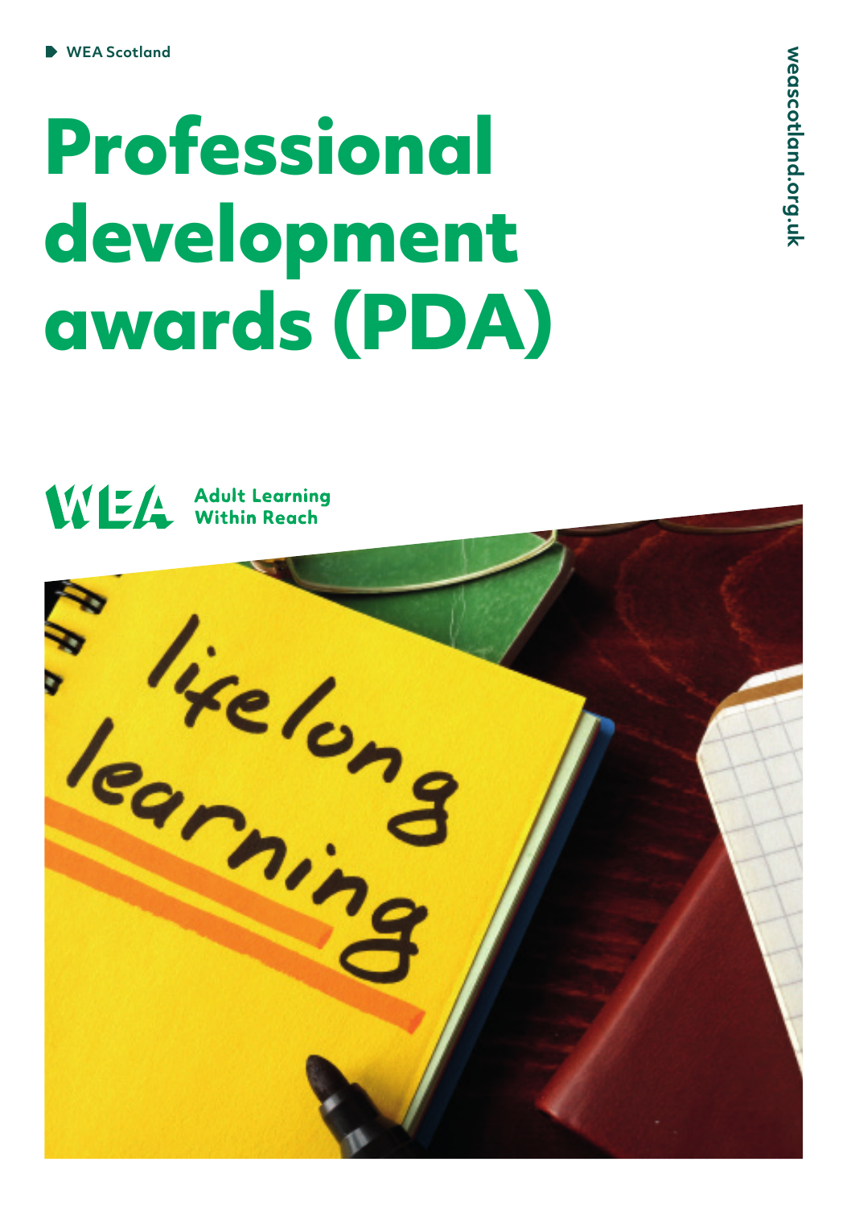WEA Scotland

# Professional development awards (PDA)

weascotland.org.uk

WEA Adult Learning Within Reach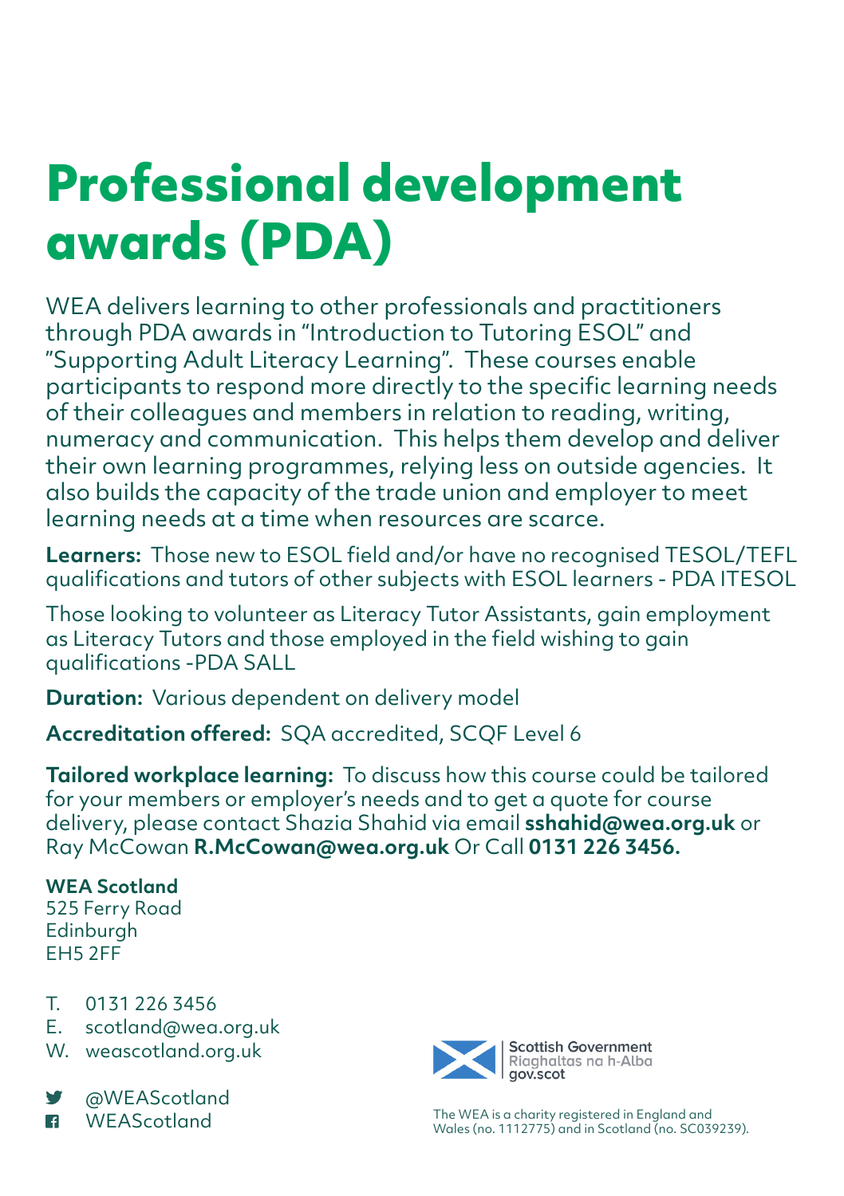# Professional development awards (PDA)

WEA delivers learning to other professionals and practitioners through PDA awards in "Introduction to Tutoring ESOL" and "Supporting Adult Literacy Learning". These courses enable participants to respond more directly to the specific learning needs of their colleagues and members in relation to reading, writing, numeracy and communication. This helps them develop and deliver their own learning programmes, relying less on outside agencies. It also builds the capacity of the trade union and employer to meet learning needs at a time when resources are scarce.

**Learners:** Those new to ESOL field and/or have no recognised TESOL/TEFL qualifications and tutors of other subjects with ESOL learners - PDA ITESOL

Those looking to volunteer as Literacy Tutor Assistants, gain employment as Literacy Tutors and those employed in the field wishing to gain qualifications -PDA SALL

**Duration:** Various dependent on delivery model

**Accreditation offered:** SQA accredited, SCQF Level 6

**Tailored workplace learning:** To discuss how this course could be tailored for your members or employer's needs and to get a quote for course delivery, please contact Shazia Shahid via email **sshahid@wea.org.uk** or Ray McCowan **R.McCowan@wea.org.uk** Or Call **0131 226 3456.**

**WEA Scotland**
525 Ferry Road
Edinburgh
EH5 2FF

T. 0131 226 3456
E. scotland@wea.org.uk
W. weascotland.org.uk

@WEAScotland
WEAScotland

Scottish Government
Riaghaltas na h-Alba
gov.scot

The WEA is a charity registered in England and Wales (no. 1112775) and in Scotland (no. SC039239).